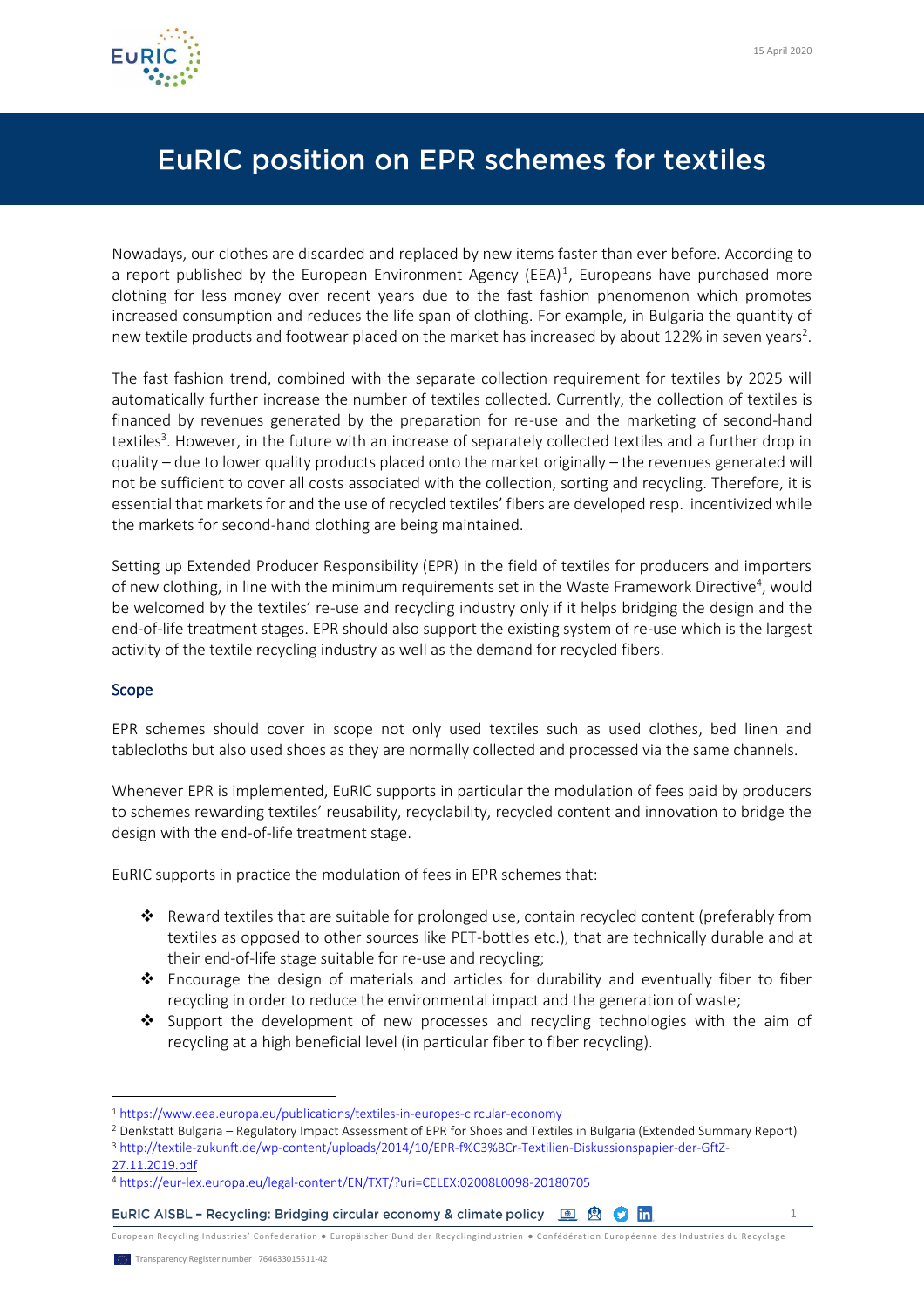15 April 2020

# EuRIC position on EPR schemes for textiles

Nowadays, our clothes are discarded and replaced by new items faster than ever before. According to a report published by the European Environment Agency (EEA)[1], Europeans have purchased more clothing for less money over recent years due to the fast fashion phenomenon which promotes increased consumption and reduces the life span of clothing. For example, in Bulgaria the quantity of new textile products and footwear placed on the market has increased by about 122% in seven years[2].

The fast fashion trend, combined with the separate collection requirement for textiles by 2025 will automatically further increase the number of textiles collected. Currently, the collection of textiles is financed by revenues generated by the preparation for re-use and the marketing of second-hand textiles[3]. However, in the future with an increase of separately collected textiles and a further drop in quality – due to lower quality products placed onto the market originally – the revenues generated will not be sufficient to cover all costs associated with the collection, sorting and recycling. Therefore, it is essential that markets for and the use of recycled textiles' fibers are developed resp. incentivized while the markets for second-hand clothing are being maintained.

Setting up Extended Producer Responsibility (EPR) in the field of textiles for producers and importers of new clothing, in line with the minimum requirements set in the Waste Framework Directive[4], would be welcomed by the textiles' re-use and recycling industry only if it helps bridging the design and the end-of-life treatment stages. EPR should also support the existing system of re-use which is the largest activity of the textile recycling industry as well as the demand for recycled fibers.

## Scope

EPR schemes should cover in scope not only used textiles such as used clothes, bed linen and tablecloths but also used shoes as they are normally collected and processed via the same channels.

Whenever EPR is implemented, EuRIC supports in particular the modulation of fees paid by producers to schemes rewarding textiles' reusability, recyclability, recycled content and innovation to bridge the design with the end-of-life treatment stage.

EuRIC supports in practice the modulation of fees in EPR schemes that:

- Reward textiles that are suitable for prolonged use, contain recycled content (preferably from textiles as opposed to other sources like PET-bottles etc.), that are technically durable and at their end-of-life stage suitable for re-use and recycling;
- Encourage the design of materials and articles for durability and eventually fiber to fiber recycling in order to reduce the environmental impact and the generation of waste;
- Support the development of new processes and recycling technologies with the aim of recycling at a high beneficial level (in particular fiber to fiber recycling).

---

[1] https://www.eea.europa.eu/publications/textiles-in-europes-circular-economy

[2] Denkstatt Bulgaria – Regulatory Impact Assessment of EPR for Shoes and Textiles in Bulgaria (Extended Summary Report)

[3] http://textile-zukunft.de/wp-content/uploads/2014/10/EPR-f%C3%BCr-Textilien-Diskussionspapier-der-GftZ-27.11.2019.pdf

[4] https://eur-lex.europa.eu/legal-content/EN/TXT/?uri=CELEX:02008L0098-20180705

EuRIC AISBL – Recycling: Bridging circular economy & climate policy

European Recycling Industries' Confederation ● Europäischer Bund der Recyclingindustrien ● Confédération Européenne des Industries du Recyclage

Transparency Register number : 764633015511-42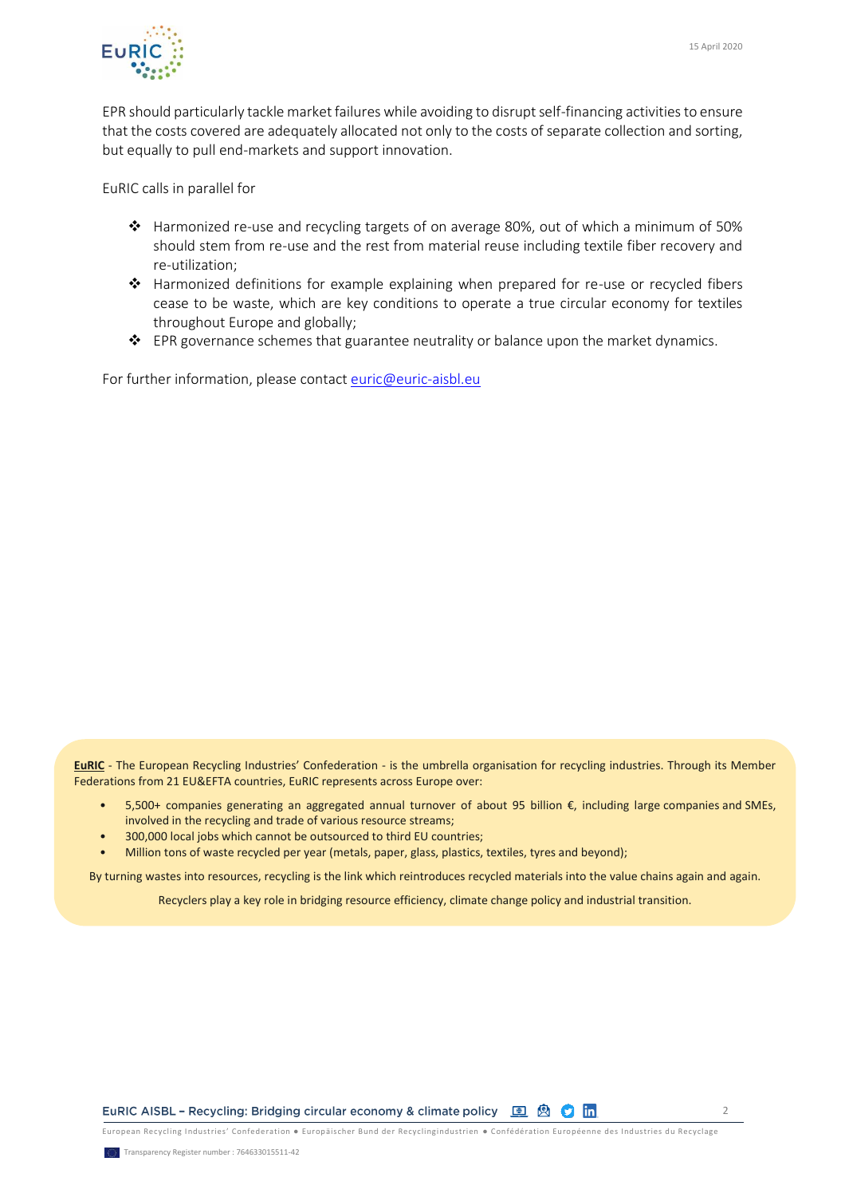EPR should particularly tackle market failures while avoiding to disrupt self-financing activities to ensure that the costs covered are adequately allocated not only to the costs of separate collection and sorting, but equally to pull end-markets and support innovation.

EuRIC calls in parallel for

- Harmonized re-use and recycling targets of on average 80%, out of which a minimum of 50% should stem from re-use and the rest from material reuse including textile fiber recovery and re-utilization;
- Harmonized definitions for example explaining when prepared for re-use or recycled fibers cease to be waste, which are key conditions to operate a true circular economy for textiles throughout Europe and globally;
- EPR governance schemes that guarantee neutrality or balance upon the market dynamics.

For further information, please contact [euric@euric-aisbl.eu](mailto:euric@euric-aisbl.eu)

**EuRIC** - The European Recycling Industries' Confederation - is the umbrella organisation for recycling industries. Through its Member Federations from 21 EU&EFTA countries, EuRIC represents across Europe over:

- 5,500+ companies generating an aggregated annual turnover of about 95 billion €, including large companies and SMEs, involved in the recycling and trade of various resource streams;
- 300,000 local jobs which cannot be outsourced to third EU countries;
- Million tons of waste recycled per year (metals, paper, glass, plastics, textiles, tyres and beyond);

By turning wastes into resources, recycling is the link which reintroduces recycled materials into the value chains again and again.

Recyclers play a key role in bridging resource efficiency, climate change policy and industrial transition.